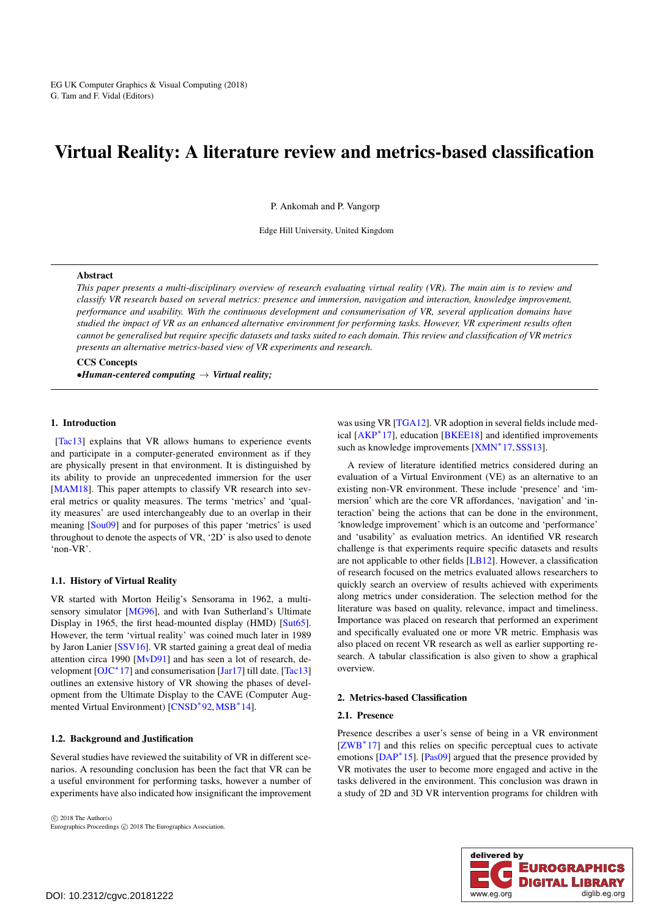# Virtual Reality: A literature review and metrics-based classification

P. Ankomah and P. Vangorp

Edge Hill University, United Kingdom

## Abstract

*This paper presents a multi-disciplinary overview of research evaluating virtual reality (VR). The main aim is to review and classify VR research based on several metrics: presence and immersion, navigation and interaction, knowledge improvement, performance and usability. With the continuous development and consumerisation of VR, several application domains have studied the impact of VR as an enhanced alternative environment for performing tasks. However, VR experiment results often cannot be generalised but require specific datasets and tasks suited to each domain. This review and classification of VR metrics presents an alternative metrics-based view of VR experiments and research.*

**CCS Concepts**

•***Human-centered computing*** → ***Virtual reality;***

## 1. Introduction

[Tac13] explains that VR allows humans to experience events and participate in a computer-generated environment as if they are physically present in that environment. It is distinguished by its ability to provide an unprecedented immersion for the user [MAM18]. This paper attempts to classify VR research into several metrics or quality measures. The terms 'metrics' and 'quality measures' are used interchangeably due to an overlap in their meaning [Sou09] and for purposes of this paper 'metrics' is used throughout to denote the aspects of VR, '2D' is also used to denote 'non-VR'.

### 1.1. History of Virtual Reality

VR started with Morton Heilig's Sensorama in 1962, a multi-sensory simulator [MG96], and with Ivan Sutherland's Ultimate Display in 1965, the first head-mounted display (HMD) [Sut65]. However, the term 'virtual reality' was coined much later in 1989 by Jaron Lanier [SSV16]. VR started gaining a great deal of media attention circa 1990 [MvD91] and has seen a lot of research, development [OJC*17] and consumerisation [Jar17] till date. [Tac13] outlines an extensive history of VR showing the phases of development from the Ultimate Display to the CAVE (Computer Augmented Virtual Environment) [CNSD*92, MSB*14].

### 1.2. Background and Justification

Several studies have reviewed the suitability of VR in different scenarios. A resounding conclusion has been the fact that VR can be a useful environment for performing tasks, however a number of experiments have also indicated how insignificant the improvement was using VR [TGA12]. VR adoption in several fields include medical [AKP*17], education [BKEE18] and identified improvements such as knowledge improvements [XMN*17, SSS13].

A review of literature identified metrics considered during an evaluation of a Virtual Environment (VE) as an alternative to an existing non-VR environment. These include 'presence' and 'immersion' which are the core VR affordances, 'navigation' and 'interaction' being the actions that can be done in the environment, 'knowledge improvement' which is an outcome and 'performance' and 'usability' as evaluation metrics. An identified VR research challenge is that experiments require specific datasets and results are not applicable to other fields [LB12]. However, a classification of research focused on the metrics evaluated allows researchers to quickly search an overview of results achieved with experiments along metrics under consideration. The selection method for the literature was based on quality, relevance, impact and timeliness. Importance was placed on research that performed an experiment and specifically evaluated one or more VR metric. Emphasis was also placed on recent VR research as well as earlier supporting research. A tabular classification is also given to show a graphical overview.

## 2. Metrics-based Classification

### 2.1. Presence

Presence describes a user's sense of being in a VR environment [ZWB*17] and this relies on specific perceptual cues to activate emotions [DAP*15]. [Pas09] argued that the presence provided by VR motivates the user to become more engaged and active in the tasks delivered in the environment. This conclusion was drawn in a study of 2D and 3D VR intervention programs for children with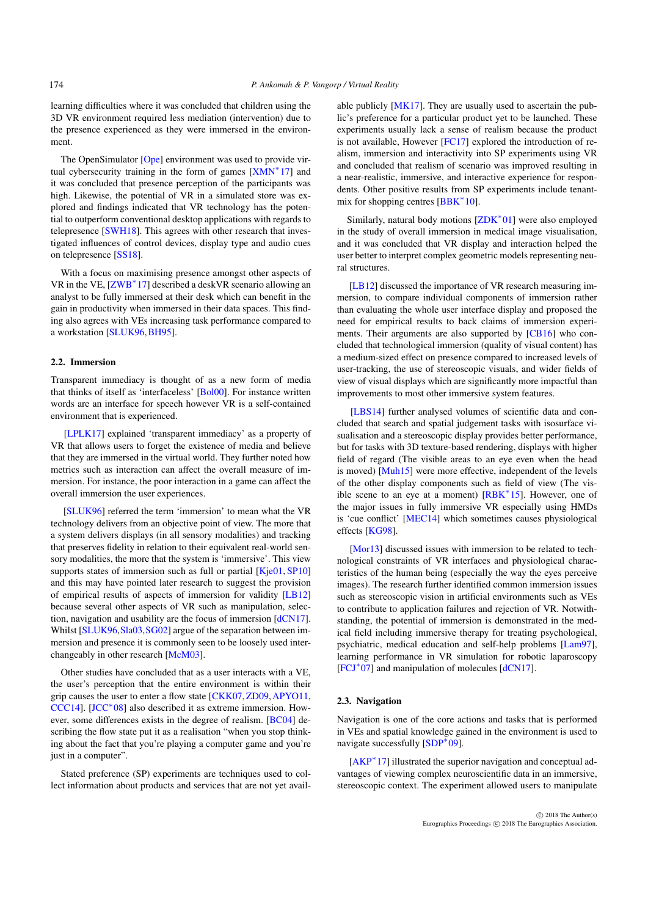learning difficulties where it was concluded that children using the 3D VR environment required less mediation (intervention) due to the presence experienced as they were immersed in the environment.

The OpenSimulator [Ope] environment was used to provide virtual cybersecurity training in the form of games [XMN*17] and it was concluded that presence perception of the participants was high. Likewise, the potential of VR in a simulated store was explored and findings indicated that VR technology has the potential to outperform conventional desktop applications with regards to telepresence [SWH18]. This agrees with other research that investigated influences of control devices, display type and audio cues on telepresence [SS18].

With a focus on maximising presence amongst other aspects of VR in the VE, [ZWB*17] described a deskVR scenario allowing an analyst to be fully immersed at their desk which can benefit in the gain in productivity when immersed in their data spaces. This finding also agrees with VEs increasing task performance compared to a workstation [SLUK96, BH95].

### 2.2. Immersion

Transparent immediacy is thought of as a new form of media that thinks of itself as 'interfaceless' [Bol00]. For instance written words are an interface for speech however VR is a self-contained environment that is experienced.

[LPLK17] explained 'transparent immediacy' as a property of VR that allows users to forget the existence of media and believe that they are immersed in the virtual world. They further noted how metrics such as interaction can affect the overall measure of immersion. For instance, the poor interaction in a game can affect the overall immersion the user experiences.

[SLUK96] referred the term 'immersion' to mean what the VR technology delivers from an objective point of view. The more that a system delivers displays (in all sensory modalities) and tracking that preserves fidelity in relation to their equivalent real-world sensory modalities, the more that the system is 'immersive'. This view supports states of immersion such as full or partial [Kje01, SP10] and this may have pointed later research to suggest the provision of empirical results of aspects of immersion for validity [LB12] because several other aspects of VR such as manipulation, selection, navigation and usability are the focus of immersion [dCN17]. Whilst [SLUK96, Sla03, SG02] argue of the separation between immersion and presence it is commonly seen to be loosely used interchangeably in other research [McM03].

Other studies have concluded that as a user interacts with a VE, the user's perception that the entire environment is within their grip causes the user to enter a flow state [CKK07, ZD09, APYO11, CCC14]. [JCC*08] also described it as extreme immersion. However, some differences exists in the degree of realism. [BC04] describing the flow state put it as a realisation "when you stop thinking about the fact that you're playing a computer game and you're just in a computer".

Stated preference (SP) experiments are techniques used to collect information about products and services that are not yet available publicly [MK17]. They are usually used to ascertain the public's preference for a particular product yet to be launched. These experiments usually lack a sense of realism because the product is not available, However [FC17] explored the introduction of realism, immersion and interactivity into SP experiments using VR and concluded that realism of scenario was improved resulting in a near-realistic, immersive, and interactive experience for respondents. Other positive results from SP experiments include tenant-mix for shopping centres [BBK*10].

Similarly, natural body motions [ZDK*01] were also employed in the study of overall immersion in medical image visualisation, and it was concluded that VR display and interaction helped the user better to interpret complex geometric models representing neural structures.

[LB12] discussed the importance of VR research measuring immersion, to compare individual components of immersion rather than evaluating the whole user interface display and proposed the need for empirical results to back claims of immersion experiments. Their arguments are also supported by [CB16] who concluded that technological immersion (quality of visual content) has a medium-sized effect on presence compared to increased levels of user-tracking, the use of stereoscopic visuals, and wider fields of view of visual displays which are significantly more impactful than improvements to most other immersive system features.

[LBS14] further analysed volumes of scientific data and concluded that search and spatial judgement tasks with isosurface visualisation and a stereoscopic display provides better performance, but for tasks with 3D texture-based rendering, displays with higher field of regard (The visible areas to an eye even when the head is moved) [Muh15] were more effective, independent of the levels of the other display components such as field of view (The visible scene to an eye at a moment) [RBK*15]. However, one of the major issues in fully immersive VR especially using HMDs is 'cue conflict' [MEC14] which sometimes causes physiological effects [KG98].

[Mor13] discussed issues with immersion to be related to technological constraints of VR interfaces and physiological characteristics of the human being (especially the way the eyes perceive images). The research further identified common immersion issues such as stereoscopic vision in artificial environments such as VEs to contribute to application failures and rejection of VR. Notwithstanding, the potential of immersion is demonstrated in the medical field including immersive therapy for treating psychological, psychiatric, medical education and self-help problems [Lam97], learning performance in VR simulation for robotic laparoscopy [FCJ*07] and manipulation of molecules [dCN17].

### 2.3. Navigation

Navigation is one of the core actions and tasks that is performed in VEs and spatial knowledge gained in the environment is used to navigate successfully [SDP*09].

[AKP*17] illustrated the superior navigation and conceptual advantages of viewing complex neuroscientific data in an immersive, stereoscopic context. The experiment allowed users to manipulate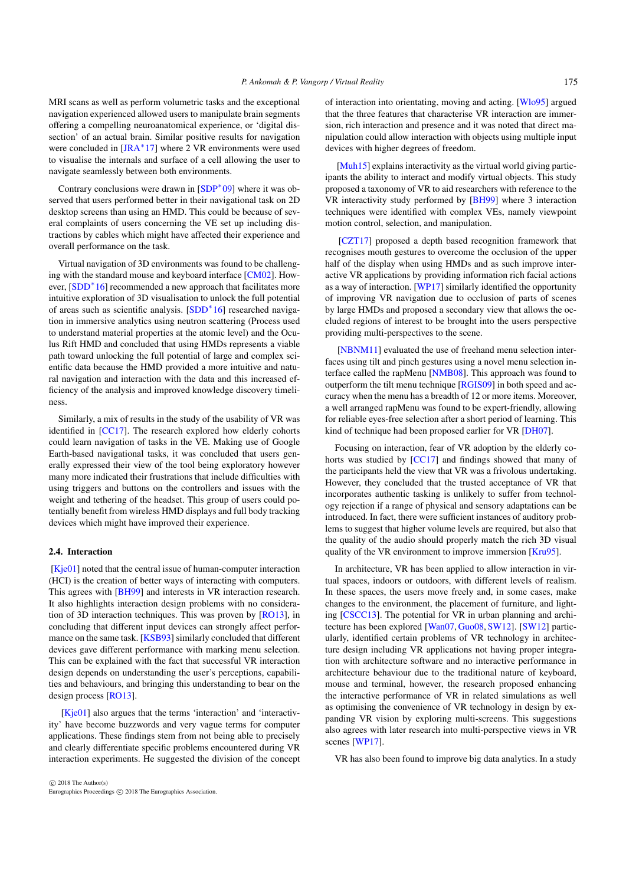MRI scans as well as perform volumetric tasks and the exceptional navigation experienced allowed users to manipulate brain segments offering a compelling neuroanatomical experience, or 'digital dissection' of an actual brain. Similar positive results for navigation were concluded in [JRA*17] where 2 VR environments were used to visualise the internals and surface of a cell allowing the user to navigate seamlessly between both environments.

Contrary conclusions were drawn in [SDP*09] where it was observed that users performed better in their navigational task on 2D desktop screens than using an HMD. This could be because of several complaints of users concerning the VE set up including distractions by cables which might have affected their experience and overall performance on the task.

Virtual navigation of 3D environments was found to be challenging with the standard mouse and keyboard interface [CM02]. However, [SDD*16] recommended a new approach that facilitates more intuitive exploration of 3D visualisation to unlock the full potential of areas such as scientific analysis. [SDD*16] researched navigation in immersive analytics using neutron scattering (Process used to understand material properties at the atomic level) and the Oculus Rift HMD and concluded that using HMDs represents a viable path toward unlocking the full potential of large and complex scientific data because the HMD provided a more intuitive and natural navigation and interaction with the data and this increased efficiency of the analysis and improved knowledge discovery timeliness.

Similarly, a mix of results in the study of the usability of VR was identified in [CC17]. The research explored how elderly cohorts could learn navigation of tasks in the VE. Making use of Google Earth-based navigational tasks, it was concluded that users generally expressed their view of the tool being exploratory however many more indicated their frustrations that include difficulties with using triggers and buttons on the controllers and issues with the weight and tethering of the headset. This group of users could potentially benefit from wireless HMD displays and full body tracking devices which might have improved their experience.

### 2.4. Interaction

[Kje01] noted that the central issue of human-computer interaction (HCI) is the creation of better ways of interacting with computers. This agrees with [BH99] and interests in VR interaction research. It also highlights interaction design problems with no consideration of 3D interaction techniques. This was proven by [RO13], in concluding that different input devices can strongly affect performance on the same task. [KSB93] similarly concluded that different devices gave different performance with marking menu selection. This can be explained with the fact that successful VR interaction design depends on understanding the user's perceptions, capabilities and behaviours, and bringing this understanding to bear on the design process [RO13].

[Kje01] also argues that the terms 'interaction' and 'interactivity' have become buzzwords and very vague terms for computer applications. These findings stem from not being able to precisely and clearly differentiate specific problems encountered during VR interaction experiments. He suggested the division of the concept of interaction into orientating, moving and acting. [Wlo95] argued that the three features that characterise VR interaction are immersion, rich interaction and presence and it was noted that direct manipulation could allow interaction with objects using multiple input devices with higher degrees of freedom.

[Muh15] explains interactivity as the virtual world giving participants the ability to interact and modify virtual objects. This study proposed a taxonomy of VR to aid researchers with reference to the VR interactivity study performed by [BH99] where 3 interaction techniques were identified with complex VEs, namely viewpoint motion control, selection, and manipulation.

[CZT17] proposed a depth based recognition framework that recognises mouth gestures to overcome the occlusion of the upper half of the display when using HMDs and as such improve interactive VR applications by providing information rich facial actions as a way of interaction. [WP17] similarly identified the opportunity of improving VR navigation due to occlusion of parts of scenes by large HMDs and proposed a secondary view that allows the occluded regions of interest to be brought into the users perspective providing multi-perspectives to the scene.

[NBNM11] evaluated the use of freehand menu selection interfaces using tilt and pinch gestures using a novel menu selection interface called the rapMenu [NMB08]. This approach was found to outperform the tilt menu technique [RGIS09] in both speed and accuracy when the menu has a breadth of 12 or more items. Moreover, a well arranged rapMenu was found to be expert-friendly, allowing for reliable eyes-free selection after a short period of learning. This kind of technique had been proposed earlier for VR [DH07].

Focusing on interaction, fear of VR adoption by the elderly cohorts was studied by [CC17] and findings showed that many of the participants held the view that VR was a frivolous undertaking. However, they concluded that the trusted acceptance of VR that incorporates authentic tasking is unlikely to suffer from technology rejection if a range of physical and sensory adaptations can be introduced. In fact, there were sufficient instances of auditory problems to suggest that higher volume levels are required, but also that the quality of the audio should properly match the rich 3D visual quality of the VR environment to improve immersion [Kru95].

In architecture, VR has been applied to allow interaction in virtual spaces, indoors or outdoors, with different levels of realism. In these spaces, the users move freely and, in some cases, make changes to the environment, the placement of furniture, and lighting [CSCC13]. The potential for VR in urban planning and architecture has been explored [Wan07, Guo08, SW12]. [SW12] particularly, identified certain problems of VR technology in architecture design including VR applications not having proper integration with architecture software and no interactive performance in architecture behaviour due to the traditional nature of keyboard, mouse and terminal, however, the research proposed enhancing the interactive performance of VR in related simulations as well as optimising the convenience of VR technology in design by expanding VR vision by exploring multi-screens. This suggestions also agrees with later research into multi-perspective views in VR scenes [WP17].

VR has also been found to improve big data analytics. In a study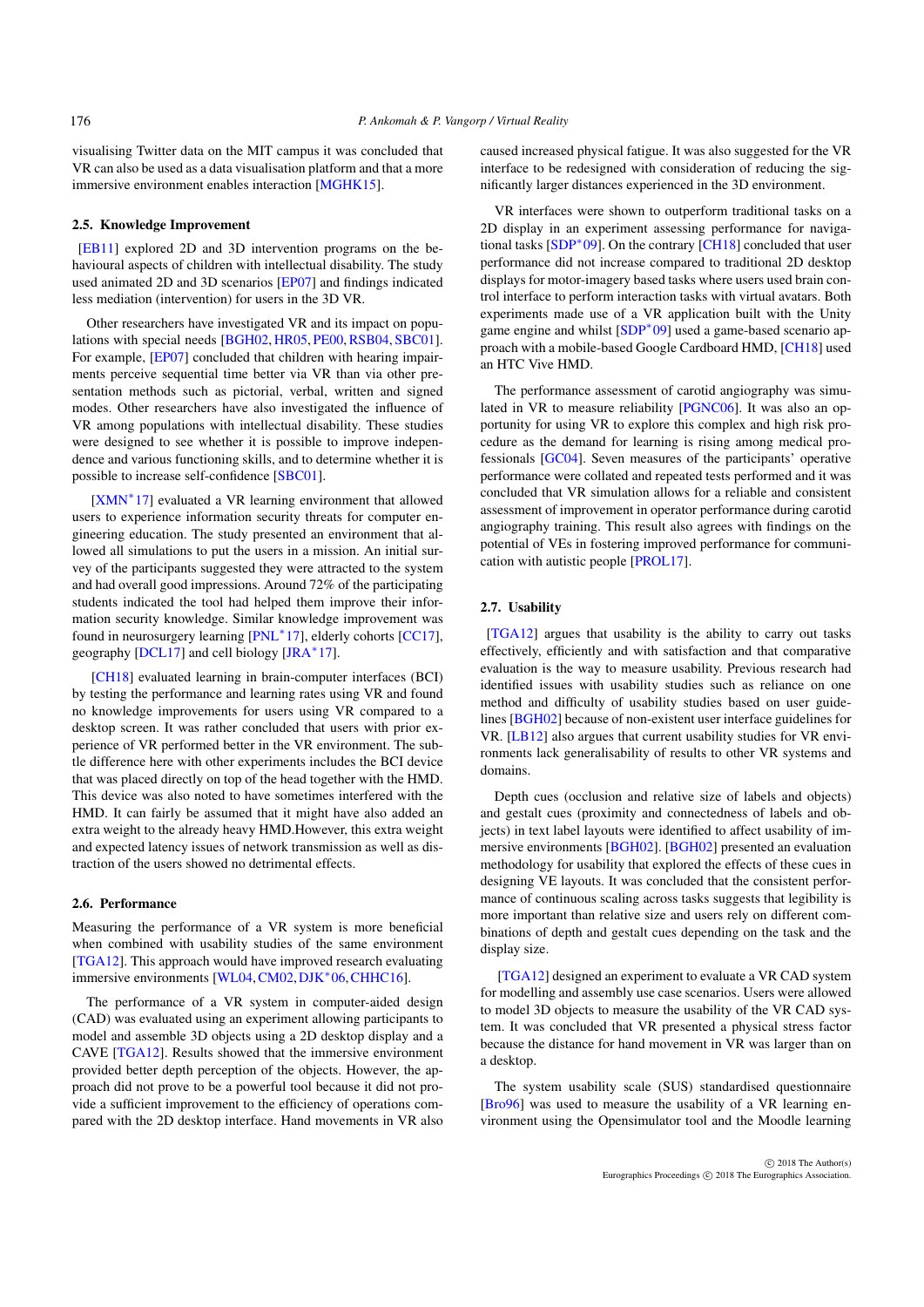visualising Twitter data on the MIT campus it was concluded that VR can also be used as a data visualisation platform and that a more immersive environment enables interaction [MGHK15].

### 2.5. Knowledge Improvement

[EB11] explored 2D and 3D intervention programs on the behavioural aspects of children with intellectual disability. The study used animated 2D and 3D scenarios [EP07] and findings indicated less mediation (intervention) for users in the 3D VR.

Other researchers have investigated VR and its impact on populations with special needs [BGH02, HR05, PE00, RSB04, SBC01]. For example, [EP07] concluded that children with hearing impairments perceive sequential time better via VR than via other presentation methods such as pictorial, verbal, written and signed modes. Other researchers have also investigated the influence of VR among populations with intellectual disability. These studies were designed to see whether it is possible to improve independence and various functioning skills, and to determine whether it is possible to increase self-confidence [SBC01].

[XMN*17] evaluated a VR learning environment that allowed users to experience information security threats for computer engineering education. The study presented an environment that allowed all simulations to put the users in a mission. An initial survey of the participants suggested they were attracted to the system and had overall good impressions. Around 72% of the participating students indicated the tool had helped them improve their information security knowledge. Similar knowledge improvement was found in neurosurgery learning [PNL*17], elderly cohorts [CC17], geography [DCL17] and cell biology [JRA*17].

[CH18] evaluated learning in brain-computer interfaces (BCI) by testing the performance and learning rates using VR and found no knowledge improvements for users using VR compared to a desktop screen. It was rather concluded that users with prior experience of VR performed better in the VR environment. The subtle difference here with other experiments includes the BCI device that was placed directly on top of the head together with the HMD. This device was also noted to have sometimes interfered with the HMD. It can fairly be assumed that it might have also added an extra weight to the already heavy HMD.However, this extra weight and expected latency issues of network transmission as well as distraction of the users showed no detrimental effects.

### 2.6. Performance

Measuring the performance of a VR system is more beneficial when combined with usability studies of the same environment [TGA12]. This approach would have improved research evaluating immersive environments [WL04, CM02, DJK*06, CHHC16].

The performance of a VR system in computer-aided design (CAD) was evaluated using an experiment allowing participants to model and assemble 3D objects using a 2D desktop display and a CAVE [TGA12]. Results showed that the immersive environment provided better depth perception of the objects. However, the approach did not prove to be a powerful tool because it did not provide a sufficient improvement to the efficiency of operations compared with the 2D desktop interface. Hand movements in VR also caused increased physical fatigue. It was also suggested for the VR interface to be redesigned with consideration of reducing the significantly larger distances experienced in the 3D environment.

VR interfaces were shown to outperform traditional tasks on a 2D display in an experiment assessing performance for navigational tasks [SDP*09]. On the contrary [CH18] concluded that user performance did not increase compared to traditional 2D desktop displays for motor-imagery based tasks where users used brain control interface to perform interaction tasks with virtual avatars. Both experiments made use of a VR application built with the Unity game engine and whilst [SDP*09] used a game-based scenario approach with a mobile-based Google Cardboard HMD, [CH18] used an HTC Vive HMD.

The performance assessment of carotid angiography was simulated in VR to measure reliability [PGNC06]. It was also an opportunity for using VR to explore this complex and high risk procedure as the demand for learning is rising among medical professionals [GC04]. Seven measures of the participants' operative performance were collated and repeated tests performed and it was concluded that VR simulation allows for a reliable and consistent assessment of improvement in operator performance during carotid angiography training. This result also agrees with findings on the potential of VEs in fostering improved performance for communication with autistic people [PROL17].

### 2.7. Usability

[TGA12] argues that usability is the ability to carry out tasks effectively, efficiently and with satisfaction and that comparative evaluation is the way to measure usability. Previous research had identified issues with usability studies such as reliance on one method and difficulty of usability studies based on user guidelines [BGH02] because of non-existent user interface guidelines for VR. [LB12] also argues that current usability studies for VR environments lack generalisability of results to other VR systems and domains.

Depth cues (occlusion and relative size of labels and objects) and gestalt cues (proximity and connectedness of labels and objects) in text label layouts were identified to affect usability of immersive environments [BGH02]. [BGH02] presented an evaluation methodology for usability that explored the effects of these cues in designing VE layouts. It was concluded that the consistent performance of continuous scaling across tasks suggests that legibility is more important than relative size and users rely on different combinations of depth and gestalt cues depending on the task and the display size.

[TGA12] designed an experiment to evaluate a VR CAD system for modelling and assembly use case scenarios. Users were allowed to model 3D objects to measure the usability of the VR CAD system. It was concluded that VR presented a physical stress factor because the distance for hand movement in VR was larger than on a desktop.

The system usability scale (SUS) standardised questionnaire [Bro96] was used to measure the usability of a VR learning environment using the Opensimulator tool and the Moodle learning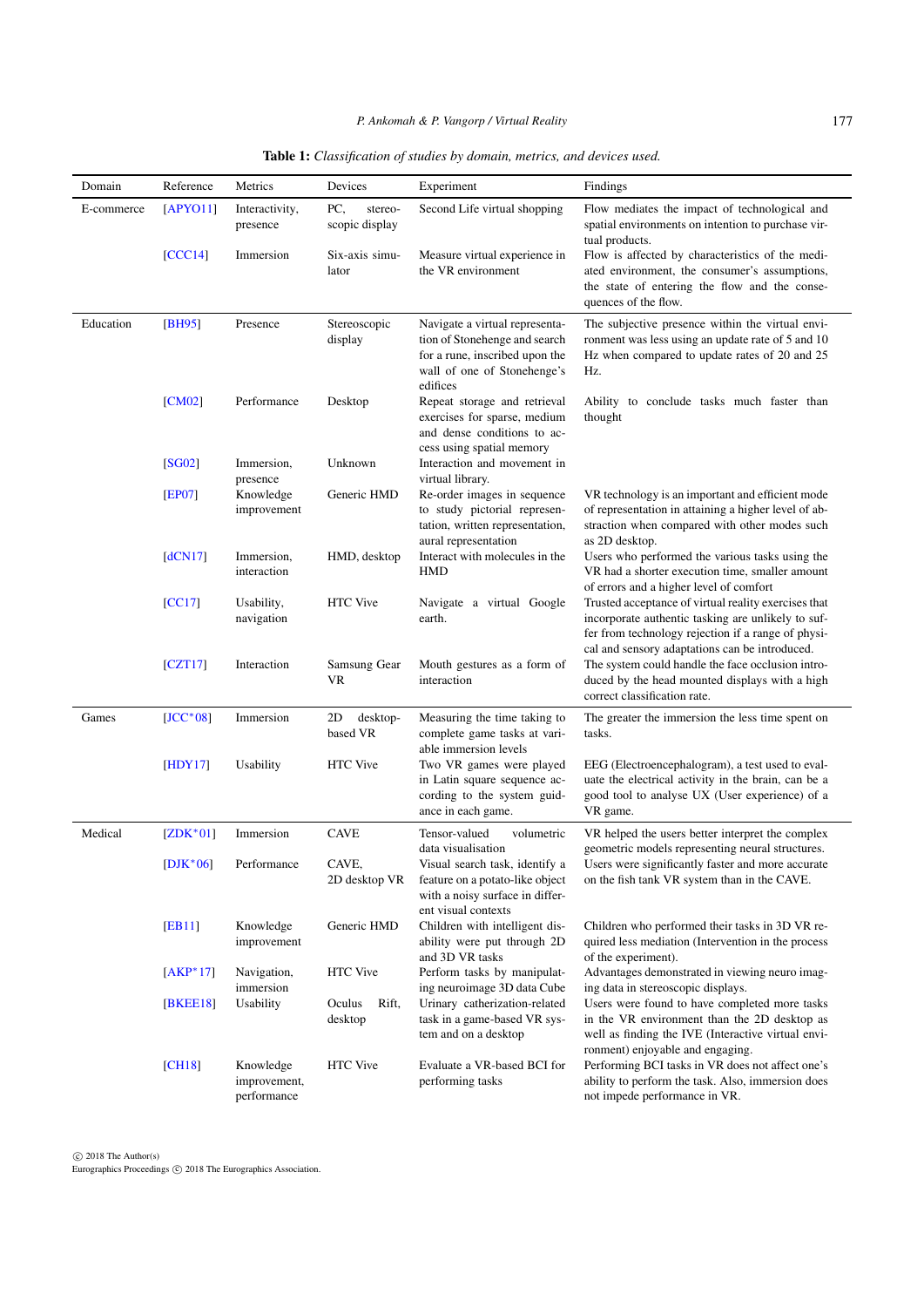**Table 1:** *Classification of studies by domain, metrics, and devices used.*

| Domain | Reference | Metrics | Devices | Experiment | Findings |
|---|---|---|---|---|---|
| E-commerce | [APYO11] | Interactivity, presence | PC, stereoscopic display | Second Life virtual shopping | Flow mediates the impact of technological and spatial environments on intention to purchase virtual products. |
| | [CCC14] | Immersion | Six-axis simulator | Measure virtual experience in the VR environment | Flow is affected by characteristics of the mediated environment, the consumer's assumptions, the state of entering the flow and the consequences of the flow. |
| Education | [BH95] | Presence | Stereoscopic display | Navigate a virtual representation of Stonehenge and search for a rune, inscribed upon the wall of one of Stonehenge's edifices | The subjective presence within the virtual environment was less using an update rate of 5 and 10 Hz when compared to update rates of 20 and 25 Hz. |
| | [CM02] | Performance | Desktop | Repeat storage and retrieval exercises for sparse, medium and dense conditions to access using spatial memory | Ability to conclude tasks much faster than thought |
| | [SG02] | Immersion, presence | Unknown | Interaction and movement in virtual library. | |
| | [EP07] | Knowledge improvement | Generic HMD | Re-order images in sequence to study pictorial representation, written representation, aural representation | VR technology is an important and efficient mode of representation in attaining a higher level of abstraction when compared with other modes such as 2D desktop. |
| | [dCN17] | Immersion, interaction | HMD, desktop | Interact with molecules in the HMD | Users who performed the various tasks using the VR had a shorter execution time, smaller amount of errors and a higher level of comfort |
| | [CC17] | Usability, navigation | HTC Vive | Navigate a virtual Google earth. | Trusted acceptance of virtual reality exercises that incorporate authentic tasking are unlikely to suffer from technology rejection if a range of physical and sensory adaptations can be introduced. |
| | [CZT17] | Interaction | Samsung Gear VR | Mouth gestures as a form of interaction | The system could handle the face occlusion introduced by the head mounted displays with a high correct classification rate. |
| Games | [JCC*08] | Immersion | 2D desktop-based VR | Measuring the time taking to complete game tasks at variable immersion levels | The greater the immersion the less time spent on tasks. |
| | [HDY17] | Usability | HTC Vive | Two VR games were played in Latin square sequence according to the system guidance in each game. | EEG (Electroencephalogram), a test used to evaluate the electrical activity in the brain, can be a good tool to analyse UX (User experience) of a VR game. |
| Medical | [ZDK*01] | Immersion | CAVE | Tensor-valued volumetric data visualisation | VR helped the users better interpret the complex geometric models representing neural structures. |
| | [DJK*06] | Performance | CAVE, 2D desktop VR | Visual search task, identify a feature on a potato-like object with a noisy surface in different visual contexts | Users were significantly faster and more accurate on the fish tank VR system than in the CAVE. |
| | [EB11] | Knowledge improvement | Generic HMD | Children with intelligent disability were put through 2D and 3D VR tasks | Children who performed their tasks in 3D VR required less mediation (Intervention in the process of the experiment). |
| | [AKP*17] | Navigation, immersion | HTC Vive | Perform tasks by manipulating neuroimage 3D data Cube | Advantages demonstrated in viewing neuro imaging data in stereoscopic displays. |
| | [BKEE18] | Usability | Oculus Rift, desktop | Urinary catherization-related task in a game-based VR system and on a desktop | Users were found to have completed more tasks in the VR environment than the 2D desktop as well as finding the IVE (Interactive virtual environment) enjoyable and engaging. |
| | [CH18] | Knowledge improvement, performance | HTC Vive | Evaluate a VR-based BCI for performing tasks | Performing BCI tasks in VR does not affect one's ability to perform the task. Also, immersion does not impede performance in VR. |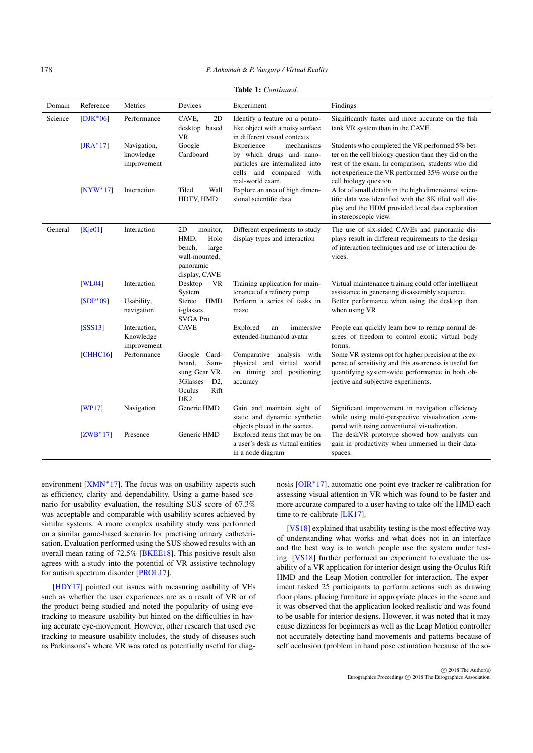**Table 1:** *Continued.*

| Domain | Reference | Metrics | Devices | Experiment | Findings |
|---|---|---|---|---|---|
| Science | [DJK*06] | Performance | CAVE, 2D desktop based VR | Identify a feature on a potato-like object with a noisy surface in different visual contexts | Significantly faster and more accurate on the fish tank VR system than in the CAVE. |
| | [JRA*17] | Navigation, knowledge improvement | Google Cardboard | Experience mechanisms by which drugs and nano-particles are internalized into cells and compared with real-world exam. | Students who completed the VR performed 5% better on the cell biology question than they did on the rest of the exam. In comparison, students who did not experience the VR performed 35% worse on the cell biology question. |
| | [NYW*17] | Interaction | Tiled Wall HDTV, HMD | Explore an area of high dimensional scientific data | A lot of small details in the high dimensional scientific data was identified with the 8K tiled wall display and the HDM provided local data exploration in stereoscopic view. |
| General | [Kje01] | Interaction | 2D monitor, HMD, Holo bench, large wall-mounted, panoramic display, CAVE | Different experiments to study display types and interaction | The use of six-sided CAVEs and panoramic displays result in different requirements to the design of interaction techniques and use of interaction devices. |
| | [WL04] | Interaction | Desktop VR System | Training application for maintenance of a refinery pump | Virtual maintenance training could offer intelligent assistance in generating disassembly sequence. |
| | [SDP*09] | Usability, navigation | Stereo HMD i-glasses SVGA Pro | Perform a series of tasks in maze | Better performance when using the desktop than when using VR |
| | [SSS13] | Interaction, Knowledge improvement | CAVE | Explored an immersive extended-humanoid avatar | People can quickly learn how to remap normal degrees of freedom to control exotic virtual body forms. |
| | [CHHC16] | Performance | Google Cardboard, Samsung Gear VR, 3Glasses D2, Oculus Rift DK2 | Comparative analysis with physical and virtual world on timing and positioning accuracy | Some VR systems opt for higher precision at the expense of sensitivity and this awareness is useful for quantifying system-wide performance in both objective and subjective experiments. |
| | [WP17] | Navigation | Generic HMD | Gain and maintain sight of static and dynamic synthetic objects placed in the scenes. | Significant improvement in navigation efficiency while using multi-perspective visualization compared with using conventional visualization. |
| | [ZWB*17] | Presence | Generic HMD | Explored items that may be on a user's desk as virtual entities in a node diagram | The deskVR prototype showed how analysts can gain in productivity when immersed in their dataspaces. |

environment [XMN*17]. The focus was on usability aspects such as efficiency, clarity and dependability. Using a game-based scenario for usability evaluation, the resulting SUS score of 67.3% was acceptable and comparable with usability scores achieved by similar systems. A more complex usability study was performed on a similar game-based scenario for practising urinary catheterisation. Evaluation performed using the SUS showed results with an overall mean rating of 72.5% [BKEE18]. This positive result also agrees with a study into the potential of VR assistive technology for autism spectrum disorder [PROL17].

[HDY17] pointed out issues with measuring usability of VEs such as whether the user experiences are as a result of VR or of the product being studied and noted the popularity of using eye-tracking to measure usability but hinted on the difficulties in having accurate eye-movement. However, other research that used eye tracking to measure usability includes, the study of diseases such as Parkinsons's where VR was rated as potentially useful for diagnosis [OIR*17], automatic one-point eye-tracker re-calibration for assessing visual attention in VR which was found to be faster and more accurate compared to a user having to take-off the HMD each time to re-calibrate [LK17].

[VS18] explained that usability testing is the most effective way of understanding what works and what does not in an interface and the best way is to watch people use the system under testing. [VS18] further performed an experiment to evaluate the usability of a VR application for interior design using the Oculus Rift HMD and the Leap Motion controller for interaction. The experiment tasked 25 participants to perform actions such as drawing floor plans, placing furniture in appropriate places in the scene and it was observed that the application looked realistic and was found to be usable for interior designs. However, it was noted that it may cause dizziness for beginners as well as the Leap Motion controller not accurately detecting hand movements and patterns because of self occlusion (problem in hand pose estimation because of the so-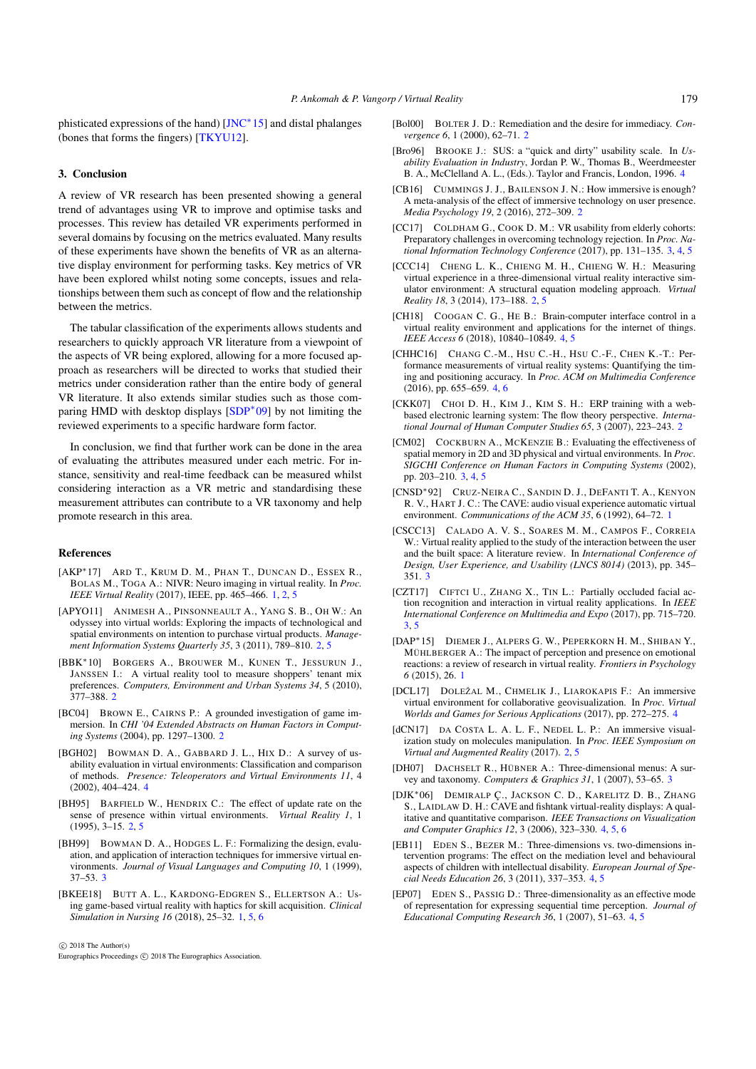phisticated expressions of the hand) [JNC*15] and distal phalanges (bones that forms the fingers) [TKYU12].

## 3. Conclusion

A review of VR research has been presented showing a general trend of advantages using VR to improve and optimise tasks and processes. This review has detailed VR experiments performed in several domains by focusing on the metrics evaluated. Many results of these experiments have shown the benefits of VR as an alternative display environment for performing tasks. Key metrics of VR have been explored whilst noting some concepts, issues and relationships between them such as concept of flow and the relationship between the metrics.

The tabular classification of the experiments allows students and researchers to quickly approach VR literature from a viewpoint of the aspects of VR being explored, allowing for a more focused approach as researchers will be directed to works that studied their metrics under consideration rather than the entire body of general VR literature. It also extends similar studies such as those comparing HMD with desktop displays [SDP*09] by not limiting the reviewed experiments to a specific hardware form factor.

In conclusion, we find that further work can be done in the area of evaluating the attributes measured under each metric. For instance, sensitivity and real-time feedback can be measured whilst considering interaction as a VR metric and standardising these measurement attributes can contribute to a VR taxonomy and help promote research in this area.

## References

[AKP*17] Ard T., Krum D. M., Phan T., Duncan D., Essex R., Bolas M., Toga A.: NIVR: Neuro imaging in virtual reality. In *Proc. IEEE Virtual Reality* (2017), IEEE, pp. 465–466. 1, 2, 5

[APYO11] Animesh A., Pinsonneault A., Yang S. B., Oh W.: An odyssey into virtual worlds: Exploring the impacts of technological and spatial environments on intention to purchase virtual products. *Management Information Systems Quarterly 35*, 3 (2011), 789–810. 2, 5

[BBK*10] Borgers A., Brouwer M., Kunen T., Jessurun J., Janssen I.: A virtual reality tool to measure shoppers' tenant mix preferences. *Computers, Environment and Urban Systems 34*, 5 (2010), 377–388. 2

[BC04] Brown E., Cairns P.: A grounded investigation of game immersion. In *CHI '04 Extended Abstracts on Human Factors in Computing Systems* (2004), pp. 1297–1300. 2

[BGH02] Bowman D. A., Gabbard J. L., Hix D.: A survey of usability evaluation in virtual environments: Classification and comparison of methods. *Presence: Teleoperators and Virtual Environments 11*, 4 (2002), 404–424. 4

[BH95] Barfield W., Hendrix C.: The effect of update rate on the sense of presence within virtual environments. *Virtual Reality 1*, 1 (1995), 3–15. 2, 5

[BH99] Bowman D. A., Hodges L. F.: Formalizing the design, evaluation, and application of interaction techniques for immersive virtual environments. *Journal of Visual Languages and Computing 10*, 1 (1999), 37–53. 3

[BKEE18] Butt A. L., Kardong-Edgren S., Ellertson A.: Using game-based virtual reality with haptics for skill acquisition. *Clinical Simulation in Nursing 16* (2018), 25–32. 1, 5, 6

[Bol00] Bolter J. D.: Remediation and the desire for immediacy. *Convergence 6*, 1 (2000), 62–71. 2

[Bro96] Brooke J.: SUS: a "quick and dirty" usability scale. In *Usability Evaluation in Industry*, Jordan P. W., Thomas B., Weerdmeester B. A., McClelland A. L., (Eds.). Taylor and Francis, London, 1996. 4

[CB16] Cummings J. J., Bailenson J. N.: How immersive is enough? A meta-analysis of the effect of immersive technology on user presence. *Media Psychology 19*, 2 (2016), 272–309. 2

[CC17] Coldham G., Cook D. M.: VR usability from elderly cohorts: Preparatory challenges in overcoming technology rejection. In *Proc. National Information Technology Conference* (2017), pp. 131–135. 3, 4, 5

[CCC14] Cheng L. K., Chieng M. H., Chieng W. H.: Measuring virtual experience in a three-dimensional virtual reality interactive simulator environment: A structural equation modeling approach. *Virtual Reality 18*, 3 (2014), 173–188. 2, 5

[CH18] Coogan C. G., He B.: Brain-computer interface control in a virtual reality environment and applications for the internet of things. *IEEE Access 6* (2018), 10840–10849. 4, 5

[CHHC16] Chang C.-M., Hsu C.-H., Hsu C.-F., Chen K.-T.: Performance measurements of virtual reality systems: Quantifying the timing and positioning accuracy. In *Proc. ACM on Multimedia Conference* (2016), pp. 655–659. 4, 6

[CKK07] Choi D. H., Kim J., Kim S. H.: ERP training with a web-based electronic learning system: The flow theory perspective. *International Journal of Human Computer Studies 65*, 3 (2007), 223–243. 2

[CM02] Cockburn A., McKenzie B.: Evaluating the effectiveness of spatial memory in 2D and 3D physical and virtual environments. In *Proc. SIGCHI Conference on Human Factors in Computing Systems* (2002), pp. 203–210. 3, 4, 5

[CNSD*92] Cruz-Neira C., Sandin D. J., DeFanti T. A., Kenyon R. V., Hart J. C.: The CAVE: audio visual experience automatic virtual environment. *Communications of the ACM 35*, 6 (1992), 64–72. 1

[CSCC13] Calado A. V. S., Soares M. M., Campos F., Correia W.: Virtual reality applied to the study of the interaction between the user and the built space: A literature review. In *International Conference of Design, User Experience, and Usability (LNCS 8014)* (2013), pp. 345–351. 3

[CZT17] Ciftci U., Zhang X., Tin L.: Partially occluded facial action recognition and interaction in virtual reality applications. In *IEEE International Conference on Multimedia and Expo* (2017), pp. 715–720. 3, 5

[DAP*15] Diemer J., Alpers G. W., Peperkorn H. M., Shiban Y., Mühlberger A.: The impact of perception and presence on emotional reactions: a review of research in virtual reality. *Frontiers in Psychology 6* (2015), 26. 1

[DCL17] Doležal M., Chmelik J., Liarokapis F.: An immersive virtual environment for collaborative geovisualization. In *Proc. Virtual Worlds and Games for Serious Applications* (2017), pp. 272–275. 4

[dCN17] da Costa L. A. L. F., Nedel L. P.: An immersive visualization study on molecules manipulation. In *Proc. IEEE Symposium on Virtual and Augmented Reality* (2017). 2, 5

[DH07] Dachselt R., Hübner A.: Three-dimensional menus: A survey and taxonomy. *Computers & Graphics 31*, 1 (2007), 53–65. 3

[DJK*06] Demiralp Ç., Jackson C. D., Karelitz D. B., Zhang S., Laidlaw D. H.: CAVE and fishtank virtual-reality displays: A qualitative and quantitative comparison. *IEEE Transactions on Visualization and Computer Graphics 12*, 3 (2006), 323–330. 4, 5, 6

[EB11] Eden S., Bezer M.: Three-dimensions vs. two-dimensions intervention programs: The effect on the mediation level and behavioural aspects of children with intellectual disability. *European Journal of Special Needs Education 26*, 3 (2011), 337–353. 4, 5

[EP07] Eden S., Passig D.: Three-dimensionality as an effective mode of representation for expressing sequential time perception. *Journal of Educational Computing Research 36*, 1 (2007), 51–63. 4, 5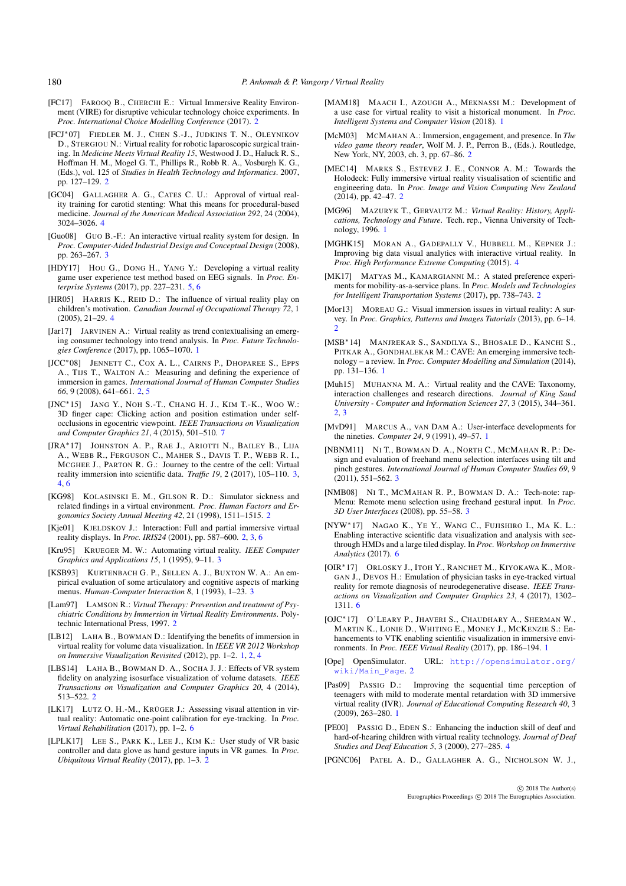[FC17] Farooq B., Cherchi E.: Virtual Immersive Reality Environment (VIRE) for disruptive vehicular technology choice experiments. In *Proc. International Choice Modelling Conference* (2017). 2

[FCJ*07] Fiedler M. J., Chen S.-J., Judkins T. N., Oleynikov D., Stergiou N.: Virtual reality for robotic laparoscopic surgical training. In *Medicine Meets Virtual Reality 15*, Westwood J. D., Haluck R. S., Hoffman H. M., Mogel G. T., Phillips R., Robb R. A., Vosburgh K. G., (Eds.), vol. 125 of *Studies in Health Technology and Informatics*. 2007, pp. 127–129. 2

[GC04] Gallagher A. G., Cates C. U.: Approval of virtual reality training for carotid stenting: What this means for procedural-based medicine. *Journal of the American Medical Association 292*, 24 (2004), 3024–3026. 4

[Guo08] Guo B.-F.: An interactive virtual reality system for design. In *Proc. Computer-Aided Industrial Design and Conceptual Design* (2008), pp. 263–267. 3

[HDY17] Hou G., Dong H., Yang Y.: Developing a virtual reality game user experience test method based on EEG signals. In *Proc. Enterprise Systems* (2017), pp. 227–231. 5, 6

[HR05] Harris K., Reid D.: The influence of virtual reality play on children's motivation. *Canadian Journal of Occupational Therapy 72*, 1 (2005), 21–29. 4

[Jar17] Jarvinen A.: Virtual reality as trend contextualising an emerging consumer technology into trend analysis. In *Proc. Future Technologies Conference* (2017), pp. 1065–1070. 1

[JCC*08] Jennett C., Cox A. L., Cairns P., Dhoparee S., Epps A., Tijs T., Walton A.: Measuring and defining the experience of immersion in games. *International Journal of Human Computer Studies 66*, 9 (2008), 641–661. 2, 5

[JNC*15] Jang Y., Noh S.-T., Chang H. J., Kim T.-K., Woo W.: 3D finger cape: Clicking action and position estimation under self-occlusions in egocentric viewpoint. *IEEE Transactions on Visualization and Computer Graphics 21*, 4 (2015), 501–510. 7

[JRA*17] Johnston A. P., Rae J., Ariotti N., Bailey B., Lija A., Webb R., Ferguson C., Maher S., Davis T. P., Webb R. I., McGhee J., Parton R. G.: Journey to the centre of the cell: Virtual reality immersion into scientific data. *Traffic 19*, 2 (2017), 105–110. 3, 4, 6

[KG98] Kolasinski E. M., Gilson R. D.: Simulator sickness and related findings in a virtual environment. *Proc. Human Factors and Ergonomics Society Annual Meeting 42*, 21 (1998), 1511–1515. 2

[Kje01] Kjeldskov J.: Interaction: Full and partial immersive virtual reality displays. In *Proc. IRIS24* (2001), pp. 587–600. 2, 3, 6

[Kru95] Krueger M. W.: Automating virtual reality. *IEEE Computer Graphics and Applications 15*, 1 (1995), 9–11. 3

[KSB93] Kurtenbach G. P., Sellen A. J., Buxton W. A.: An empirical evaluation of some articulatory and cognitive aspects of marking menus. *Human-Computer Interaction 8*, 1 (1993), 1–23. 3

[Lam97] Lamson R.: *Virtual Therapy: Prevention and treatment of Psychiatric Conditions by Immersion in Virtual Reality Environments*. Polytechnic International Press, 1997. 2

[LB12] Laha B., Bowman D.: Identifying the benefits of immersion in virtual reality for volume data visualization. In *IEEE VR 2012 Workshop on Immersive Visualization Revisited* (2012), pp. 1–2. 1, 2, 4

[LBS14] Laha B., Bowman D. A., Socha J. J.: Effects of VR system fidelity on analyzing isosurface visualization of volume datasets. *IEEE Transactions on Visualization and Computer Graphics 20*, 4 (2014), 513–522. 2

[LK17] Lutz O. H.-M., Krüger J.: Assessing visual attention in virtual reality: Automatic one-point calibration for eye-tracking. In *Proc. Virtual Rehabilitation* (2017), pp. 1–2. 6

[LPLK17] Lee S., Park K., Lee J., Kim K.: User study of VR basic controller and data glove as hand gesture inputs in VR games. In *Proc. Ubiquitous Virtual Reality* (2017), pp. 1–3. 2

[MAM18] Maach I., Azough A., Meknassi M.: Development of a use case for virtual reality to visit a historical monument. In *Proc. Intelligent Systems and Computer Vision* (2018). 1

[McM03] McMahan A.: Immersion, engagement, and presence. In *The video game theory reader*, Wolf M. J. P., Perron B., (Eds.). Routledge, New York, NY, 2003, ch. 3, pp. 67–86. 2

[MEC14] Marks S., Estevez J. E., Connor A. M.: Towards the Holodeck: Fully immersive virtual reality visualisation of scientific and engineering data. In *Proc. Image and Vision Computing New Zealand* (2014), pp. 42–47. 2

[MG96] Mazuryk T., Gervautz M.: *Virtual Reality: History, Applications, Technology and Future*. Tech. rep., Vienna University of Technology, 1996. 1

[MGHK15] Moran A., Gadepally V., Hubbell M., Kepner J.: Improving big data visual analytics with interactive virtual reality. In *Proc. High Performance Extreme Computing* (2015). 4

[MK17] Matyas M., Kamargianni M.: A stated preference experiments for mobility-as-a-service plans. In *Proc. Models and Technologies for Intelligent Transportation Systems* (2017), pp. 738–743. 2

[Mor13] Moreau G.: Visual immersion issues in virtual reality: A survey. In *Proc. Graphics, Patterns and Images Tutorials* (2013), pp. 6–14. 2

[MSB*14] Manjrekar S., Sandilya S., Bhosale D., Kanchi S., Pitkar A., Gondhalekar M.: CAVE: An emerging immersive technology – a review. In *Proc. Computer Modelling and Simulation* (2014), pp. 131–136. 1

[Muh15] Muhanna M. A.: Virtual reality and the CAVE: Taxonomy, interaction challenges and research directions. *Journal of King Saud University - Computer and Information Sciences 27*, 3 (2015), 344–361. 2, 3

[MvD91] Marcus A., van Dam A.: User-interface developments for the nineties. *Computer 24*, 9 (1991), 49–57. 1

[NBNM11] Ni T., Bowman D. A., North C., McMahan R. P.: Design and evaluation of freehand menu selection interfaces using tilt and pinch gestures. *International Journal of Human Computer Studies 69*, 9 (2011), 551–562. 3

[NMB08] Ni T., McMahan R. P., Bowman D. A.: Tech-note: rapMenu: Remote menu selection using freehand gestural input. In *Proc. 3D User Interfaces* (2008), pp. 55–58. 3

[NYW*17] Nagao K., Ye Y., Wang C., Fujishiro I., Ma K. L.: Enabling interactive scientific data visualization and analysis with see-through HMDs and a large tiled display. In *Proc. Workshop on Immersive Analytics* (2017). 6

[OIR*17] Orlosky J., Itoh Y., Ranchet M., Kiyokawa K., Morgan J., Devos H.: Emulation of physician tasks in eye-tracked virtual reality for remote diagnosis of neurodegenerative disease. *IEEE Transactions on Visualization and Computer Graphics 23*, 4 (2017), 1302–1311. 6

[OJC*17] O'Leary P., Jhaveri S., Chaudhary A., Sherman W., Martin K., Lonie D., Whiting E., Money J., McKenzie S.: Enhancements to VTK enabling scientific visualization in immersive environments. In *Proc. IEEE Virtual Reality* (2017), pp. 186–194. 1

[Ope] OpenSimulator. URL: http://opensimulator.org/wiki/Main_Page. 2

[Pas09] Passig D.: Improving the sequential time perception of teenagers with mild to moderate mental retardation with 3D immersive virtual reality (IVR). *Journal of Educational Computing Research 40*, 3 (2009), 263–280. 1

[PE00] Passig D., Eden S.: Enhancing the induction skill of deaf and hard-of-hearing children with virtual reality technology. *Journal of Deaf Studies and Deaf Education 5*, 3 (2000), 277–285. 4

[PGNC06] Patel A. D., Gallagher A. G., Nicholson W. J.,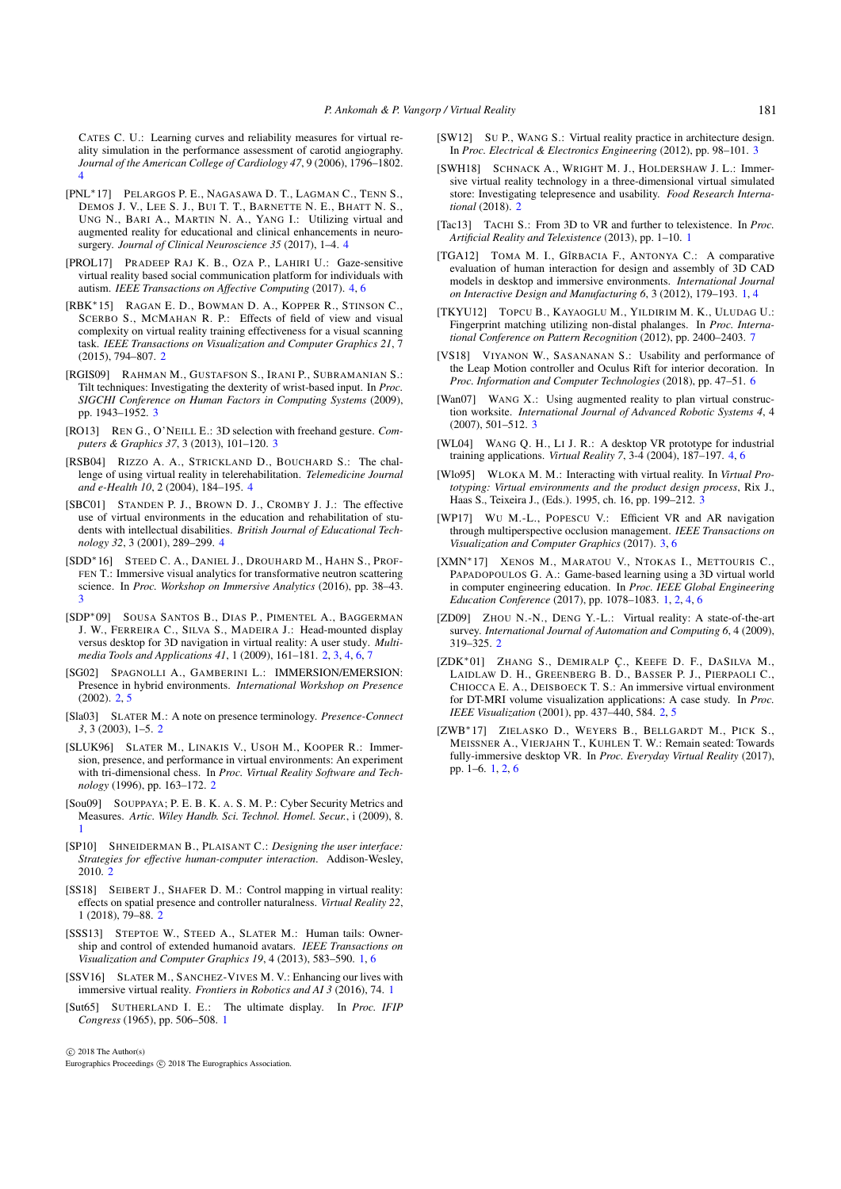CATES C. U.: Learning curves and reliability measures for virtual reality simulation in the performance assessment of carotid angiography. *Journal of the American College of Cardiology 47*, 9 (2006), 1796–1802. 4

[PNL*17] PELARGOS P. E., NAGASAWA D. T., LAGMAN C., TENN S., DEMOS J. V., LEE S. J., BUI T. T., BARNETTE N. E., BHATT N. S., UNG N., BARI A., MARTIN N. A., YANG I.: Utilizing virtual and augmented reality for educational and clinical enhancements in neurosurgery. *Journal of Clinical Neuroscience 35* (2017), 1–4. 4

[PROL17] PRADEEP RAJ K. B., OZA P., LAHIRI U.: Gaze-sensitive virtual reality based social communication platform for individuals with autism. *IEEE Transactions on Affective Computing* (2017). 4, 6

[RBK*15] RAGAN E. D., BOWMAN D. A., KOPPER R., STINSON C., SCERBO S., MCMAHAN R. P.: Effects of field of view and visual complexity on virtual reality training effectiveness for a visual scanning task. *IEEE Transactions on Visualization and Computer Graphics 21*, 7 (2015), 794–807. 2

[RGIS09] RAHMAN M., GUSTAFSON S., IRANI P., SUBRAMANIAN S.: Tilt techniques: Investigating the dexterity of wrist-based input. In *Proc. SIGCHI Conference on Human Factors in Computing Systems* (2009), pp. 1943–1952. 3

[RO13] REN G., O'NEILL E.: 3D selection with freehand gesture. *Computers & Graphics 37*, 3 (2013), 101–120. 3

[RSB04] RIZZO A. A., STRICKLAND D., BOUCHARD S.: The challenge of using virtual reality in telerehabilitation. *Telemedicine Journal and e-Health 10*, 2 (2004), 184–195. 4

[SBC01] STANDEN P. J., BROWN D. J., CROMBY J. J.: The effective use of virtual environments in the education and rehabilitation of students with intellectual disabilities. *British Journal of Educational Technology 32*, 3 (2001), 289–299. 4

[SDD*16] STEED C. A., DANIEL J., DROUHARD M., HAHN S., PROFFEN T.: Immersive visual analytics for transformative neutron scattering science. In *Proc. Workshop on Immersive Analytics* (2016), pp. 38–43. 3

[SDP*09] SOUSA SANTOS B., DIAS P., PIMENTEL A., BAGGERMAN J. W., FERREIRA C., SILVA S., MADEIRA J.: Head-mounted display versus desktop for 3D navigation in virtual reality: A user study. *Multimedia Tools and Applications 41*, 1 (2009), 161–181. 2, 3, 4, 6, 7

[SG02] SPAGNOLLI A., GAMBERINI L.: IMMERSION/EMERSION: Presence in hybrid environments. *International Workshop on Presence* (2002). 2, 5

[Sla03] SLATER M.: A note on presence terminology. *Presence-Connect 3*, 3 (2003), 1–5. 2

[SLUK96] SLATER M., LINAKIS V., USOH M., KOOPER R.: Immersion, presence, and performance in virtual environments: An experiment with tri-dimensional chess. In *Proc. Virtual Reality Software and Technology* (1996), pp. 163–172. 2

[Sou09] SOUPPAYA; P. E. B. K. A. S. M. P.: Cyber Security Metrics and Measures. *Artic. Wiley Handb. Sci. Technol. Homel. Secur.*, i (2009), 8. 1

[SP10] SHNEIDERMAN B., PLAISANT C.: *Designing the user interface: Strategies for effective human-computer interaction*. Addison-Wesley, 2010. 2

[SS18] SEIBERT J., SHAFER D. M.: Control mapping in virtual reality: effects on spatial presence and controller naturalness. *Virtual Reality 22*, 1 (2018), 79–88. 2

[SSS13] STEPTOE W., STEED A., SLATER M.: Human tails: Ownership and control of extended humanoid avatars. *IEEE Transactions on Visualization and Computer Graphics 19*, 4 (2013), 583–590. 1, 6

[SSV16] SLATER M., SANCHEZ-VIVES M. V.: Enhancing our lives with immersive virtual reality. *Frontiers in Robotics and AI 3* (2016), 74. 1

[Sut65] SUTHERLAND I. E.: The ultimate display. In *Proc. IFIP Congress* (1965), pp. 506–508. 1

[SW12] SU P., WANG S.: Virtual reality practice in architecture design. In *Proc. Electrical & Electronics Engineering* (2012), pp. 98–101. 3

[SWH18] SCHNACK A., WRIGHT M. J., HOLDERSHAW J. L.: Immersive virtual reality technology in a three-dimensional virtual simulated store: Investigating telepresence and usability. *Food Research International* (2018). 2

[Tac13] TACHI S.: From 3D to VR and further to telexistence. In *Proc. Artificial Reality and Telexistence* (2013), pp. 1–10. 1

[TGA12] TOMA M. I., GÎRBACIA F., ANTONYA C.: A comparative evaluation of human interaction for design and assembly of 3D CAD models in desktop and immersive environments. *International Journal on Interactive Design and Manufacturing 6*, 3 (2012), 179–193. 1, 4

[TKYU12] TOPCU B., KAYAOGLU M., YILDIRIM M. K., ULUDAG U.: Fingerprint matching utilizing non-distal phalanges. In *Proc. International Conference on Pattern Recognition* (2012), pp. 2400–2403. 7

[VS18] VIYANON W., SASANANAN S.: Usability and performance of the Leap Motion controller and Oculus Rift for interior decoration. In *Proc. Information and Computer Technologies* (2018), pp. 47–51. 6

[Wan07] WANG X.: Using augmented reality to plan virtual construction worksite. *International Journal of Advanced Robotic Systems 4*, 4 (2007), 501–512. 3

[WL04] WANG Q. H., LI J. R.: A desktop VR prototype for industrial training applications. *Virtual Reality 7*, 3-4 (2004), 187–197. 4, 6

[Wlo95] WLOKA M. M.: Interacting with virtual reality. In *Virtual Prototyping: Virtual environments and the product design process*, Rix J., Haas S., Teixeira J., (Eds.). 1995, ch. 16, pp. 199–212. 3

[WP17] WU M.-L., POPESCU V.: Efficient VR and AR navigation through multiperspective occlusion management. *IEEE Transactions on Visualization and Computer Graphics* (2017). 3, 6

[XMN*17] XENOS M., MARATOU V., NTOKAS I., METTOURIS C., PAPADOPOULOS G. A.: Game-based learning using a 3D virtual world in computer engineering education. In *Proc. IEEE Global Engineering Education Conference* (2017), pp. 1078–1083. 1, 2, 4, 6

[ZD09] ZHOU N.-N., DENG Y.-L.: Virtual reality: A state-of-the-art survey. *International Journal of Automation and Computing 6*, 4 (2009), 319–325. 2

[ZDK*01] ZHANG S., DEMIRALP Ç., KEEFE D. F., DASILVA M., LAIDLAW D. H., GREENBERG B. D., BASSER P. J., PIERPAOLI C., CHIOCCA E. A., DEISBOECK T. S.: An immersive virtual environment for DT-MRI volume visualization applications: A case study. In *Proc. IEEE Visualization* (2001), pp. 437–440, 584. 2, 5

[ZWB*17] ZIELASKO D., WEYERS B., BELLGARDT M., PICK S., MEISSNER A., VIERJAHN T., KUHLEN T. W.: Remain seated: Towards fully-immersive desktop VR. In *Proc. Everyday Virtual Reality* (2017), pp. 1–6. 1, 2, 6